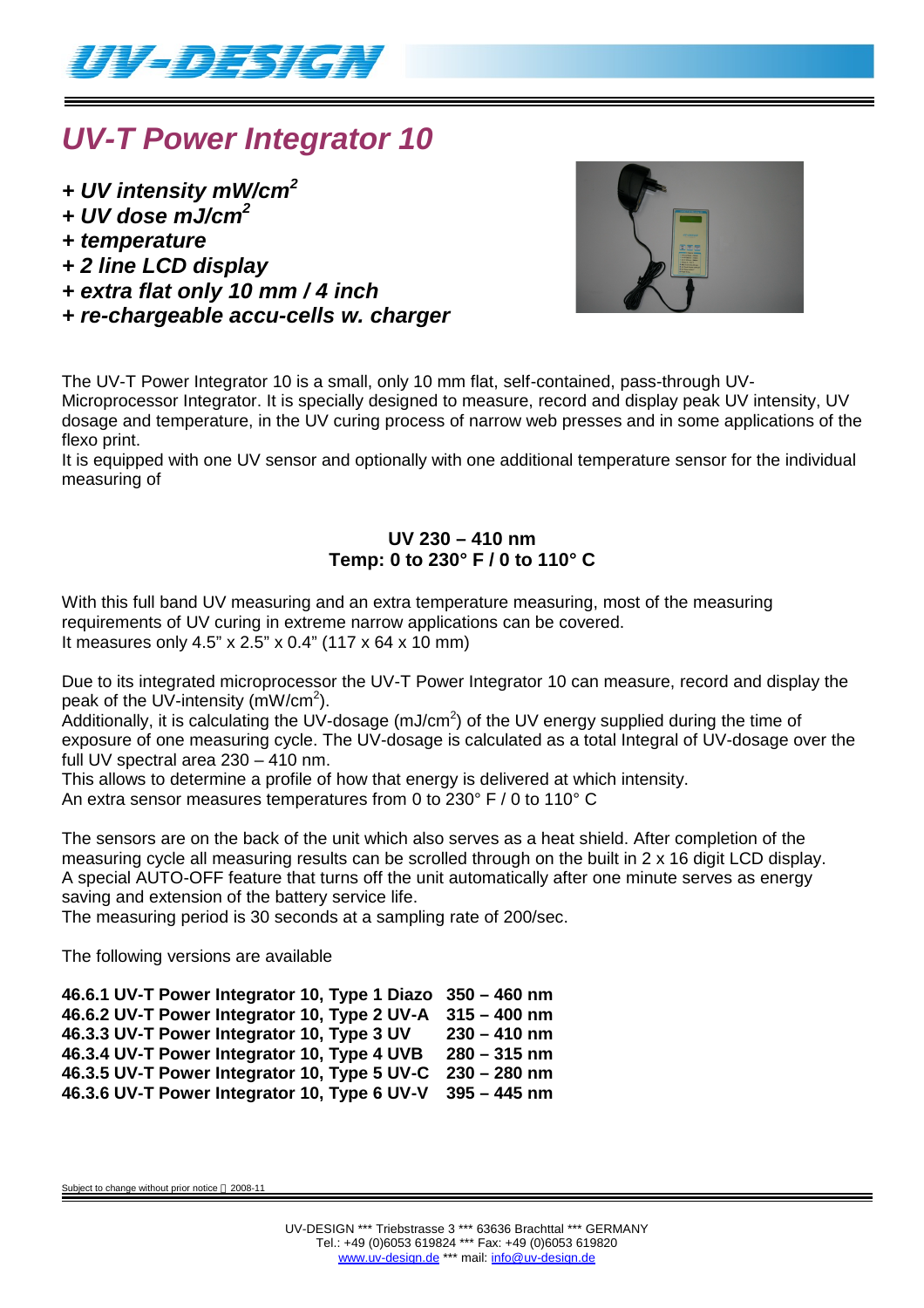# UV-T Power Integrator 10

***+ UV intensity mW/cm$^2$***
***+ UV dose mJ/cm$^2$***
***+ temperature***
***+ 2 line LCD display***
***+ extra flat only 10 mm / 4 inch***
***+ re-chargeable accu-cells w. charger***

The UV-T Power Integrator 10 is a small, only 10 mm flat, self-contained, pass-through UV-Microprocessor Integrator. It is specially designed to measure, record and display peak UV intensity, UV dosage and temperature, in the UV curing process of narrow web presses and in some applications of the flexo print.
It is equipped with one UV sensor and optionally with one additional temperature sensor for the individual measuring of

**UV 230 – 410 nm**
**Temp: 0 to 230° F / 0 to 110° C**

With this full band UV measuring and an extra temperature measuring, most of the measuring requirements of UV curing in extreme narrow applications can be covered.
It measures only 4.5" x 2.5" x 0.4" (117 x 64 x 10 mm)

Due to its integrated microprocessor the UV-T Power Integrator 10 can measure, record and display the peak of the UV-intensity (mW/cm$^2$).
Additionally, it is calculating the UV-dosage (mJ/cm$^2$) of the UV energy supplied during the time of exposure of one measuring cycle. The UV-dosage is calculated as a total Integral of UV-dosage over the full UV spectral area 230 – 410 nm.
This allows to determine a profile of how that energy is delivered at which intensity.
An extra sensor measures temperatures from 0 to 230° F / 0 to 110° C

The sensors are on the back of the unit which also serves as a heat shield. After completion of the measuring cycle all measuring results can be scrolled through on the built in 2 x 16 digit LCD display.
A special AUTO-OFF feature that turns off the unit automatically after one minute serves as energy saving and extension of the battery service life.
The measuring period is 30 seconds at a sampling rate of 200/sec.

The following versions are available

**46.6.1 UV-T Power Integrator 10, Type 1 Diazo 350 – 460 nm**
**46.6.2 UV-T Power Integrator 10, Type 2 UV-A 315 – 400 nm**
**46.3.3 UV-T Power Integrator 10, Type 3 UV 230 – 410 nm**
**46.3.4 UV-T Power Integrator 10, Type 4 UVB 280 – 315 nm**
**46.3.5 UV-T Power Integrator 10, Type 5 UV-C 230 – 280 nm**
**46.3.6 UV-T Power Integrator 10, Type 6 UV-V 395 – 445 nm**

Subject to change without prior notice 2008-11

UV-DESIGN *** Triebstrasse 3 *** 63636 Brachttal *** GERMANY
Tel.: +49 (0)6053 619824 *** Fax: +49 (0)6053 619820
www.uv-design.de *** mail: info@uv-design.de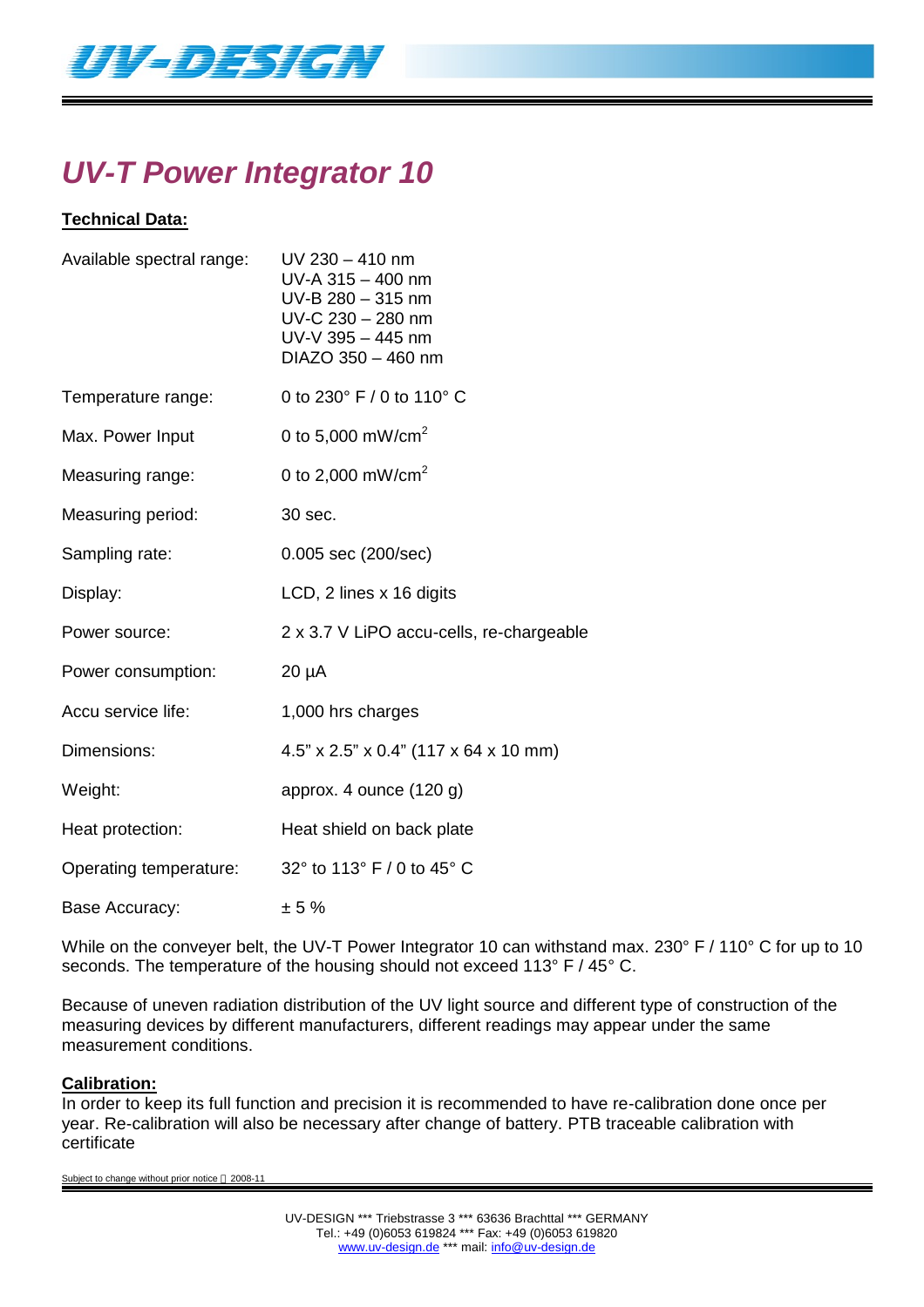# *UV-T Power Integrator 10*

**Technical Data:**

| | |
|---|---|
| Available spectral range: | UV 230 – 410 nm<br>UV-A 315 – 400 nm<br>UV-B 280 – 315 nm<br>UV-C 230 – 280 nm<br>UV-V 395 – 445 nm<br>DIAZO 350 – 460 nm |
| Temperature range: | 0 to 230° F / 0 to 110° C |
| Max. Power Input | 0 to 5,000 mW/cm$^2$ |
| Measuring range: | 0 to 2,000 mW/cm$^2$ |
| Measuring period: | 30 sec. |
| Sampling rate: | 0.005 sec (200/sec) |
| Display: | LCD, 2 lines x 16 digits |
| Power source: | 2 x 3.7 V LiPO accu-cells, re-chargeable |
| Power consumption: | 20 µA |
| Accu service life: | 1,000 hrs charges |
| Dimensions: | 4.5" x 2.5" x 0.4" (117 x 64 x 10 mm) |
| Weight: | approx. 4 ounce (120 g) |
| Heat protection: | Heat shield on back plate |
| Operating temperature: | 32° to 113° F / 0 to 45° C |
| Base Accuracy: | ± 5 % |

While on the conveyer belt, the UV-T Power Integrator 10 can withstand max. 230° F / 110° C for up to 10 seconds. The temperature of the housing should not exceed 113° F / 45° C.

Because of uneven radiation distribution of the UV light source and different type of construction of the measuring devices by different manufacturers, different readings may appear under the same measurement conditions.

**Calibration:**

In order to keep its full function and precision it is recommended to have re-calibration done once per year. Re-calibration will also be necessary after change of battery. PTB traceable calibration with certificate

Subject to change without prior notice 2008-11

UV-DESIGN *** Triebstrasse 3 *** 63636 Brachttal *** GERMANY
Tel.: +49 (0)6053 619824 *** Fax: +49 (0)6053 619820
www.uv-design.de *** mail: info@uv-design.de